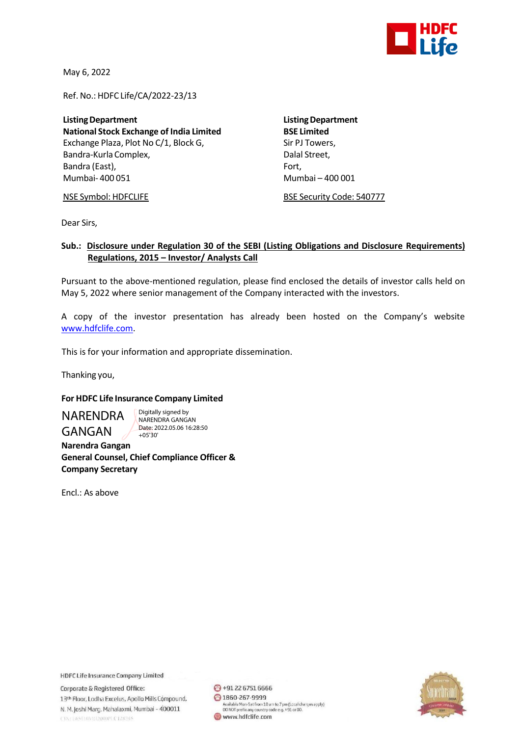May 6, 2022

Ref. No.: HDFC Life/CA/2022-23/13

**Listing Department**
**National Stock Exchange of India Limited**
Exchange Plaza, Plot No C/1, Block G,
Bandra-Kurla Complex,
Bandra (East),
Mumbai- 400 051

NSE Symbol: HDFCLIFE

**Listing Department**
**BSE Limited**
Sir PJ Towers,
Dalal Street,
Fort,
Mumbai – 400 001

BSE Security Code: 540777

Dear Sirs,

**Sub.: Disclosure under Regulation 30 of the SEBI (Listing Obligations and Disclosure Requirements) Regulations, 2015 – Investor/ Analysts Call**

Pursuant to the above-mentioned regulation, please find enclosed the details of investor calls held on May 5, 2022 where senior management of the Company interacted with the investors.

A copy of the investor presentation has already been hosted on the Company's website www.hdfclife.com.

This is for your information and appropriate dissemination.

Thanking you,

**For HDFC Life Insurance Company Limited**

NARENDRA GANGAN
Digitally signed by NARENDRA GANGAN
Date: 2022.05.06 16:28:50 +05'30'

**Narendra Gangan**
**General Counsel, Chief Compliance Officer & Company Secretary**

Encl.: As above

HDFC Life Insurance Company Limited
Corporate & Registered Office:
13th Floor, Lodha Excelus, Apollo Mills Compound,
N. M. Joshi Marg, Mahalaxmi, Mumbai - 400011

+91 22 6751 6666
1860-267-9999
Available Mon-Sat from 10 am to 7 pm (Local charges apply)
DO NOT prefix any country code e.g. +91 or 00.
www.hdfclife.com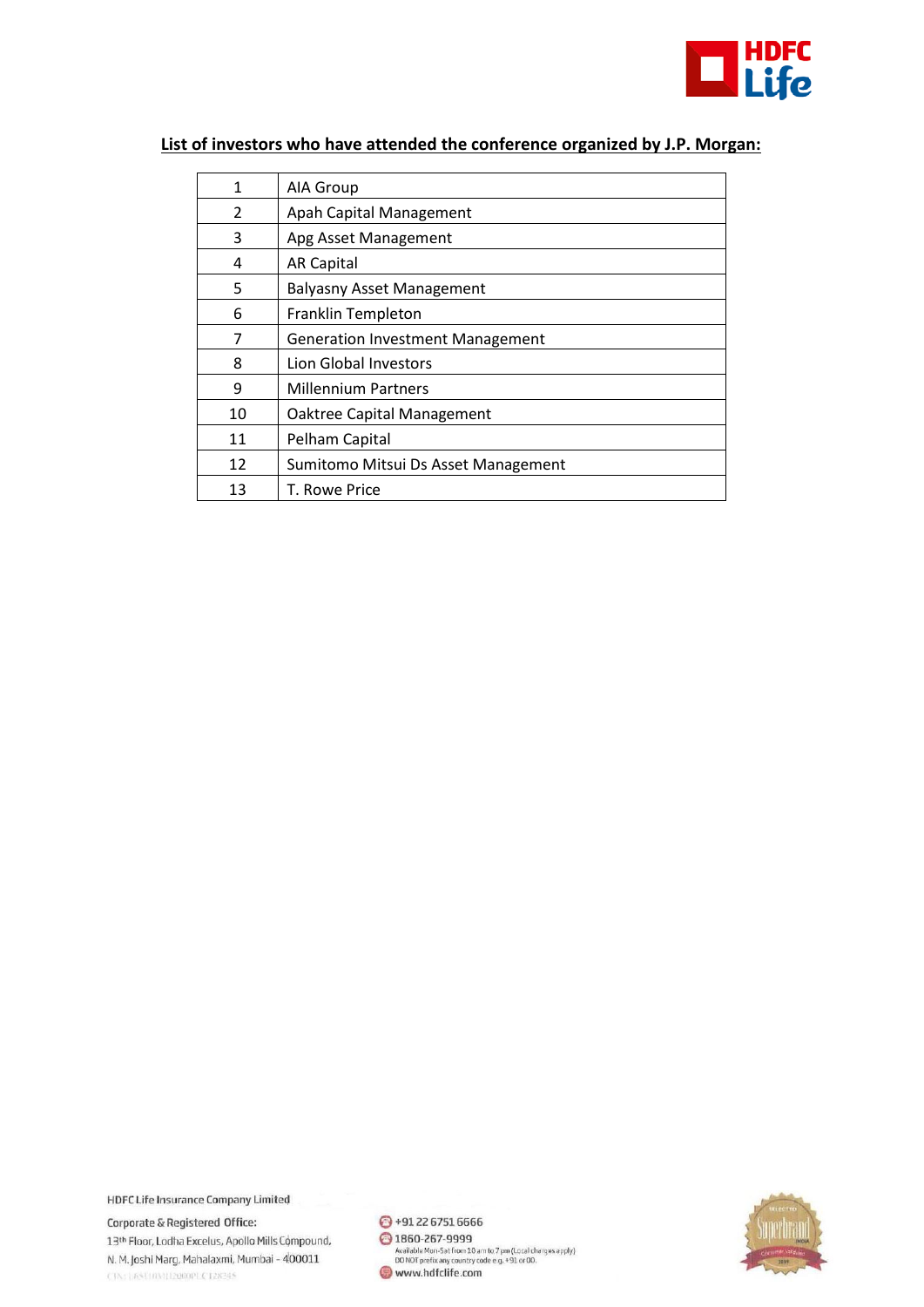**List of investors who have attended the conference organized by J.P. Morgan:**

| | |
|---|---|
| 1 | AIA Group |
| 2 | Apah Capital Management |
| 3 | Apg Asset Management |
| 4 | AR Capital |
| 5 | Balyasny Asset Management |
| 6 | Franklin Templeton |
| 7 | Generation Investment Management |
| 8 | Lion Global Investors |
| 9 | Millennium Partners |
| 10 | Oaktree Capital Management |
| 11 | Pelham Capital |
| 12 | Sumitomo Mitsui Ds Asset Management |
| 13 | T. Rowe Price |